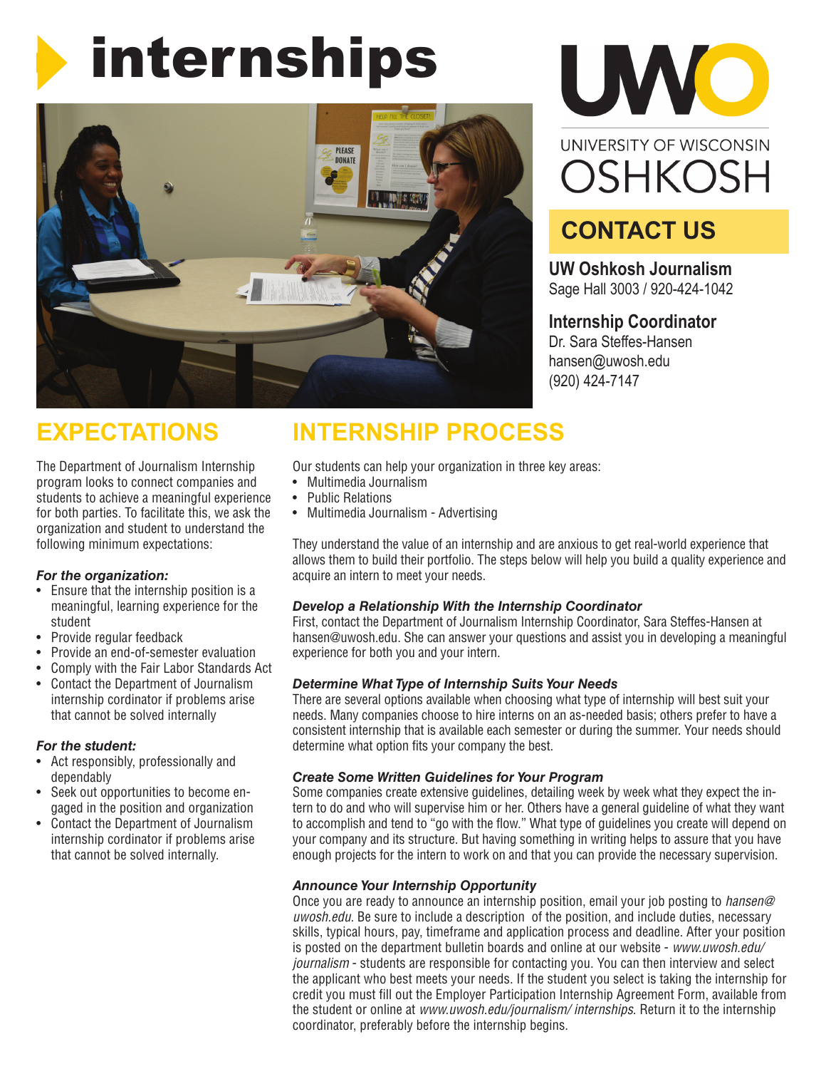# internships

UWO

UNIVERSITY OF WISCONSIN
OSHKOSH

## CONTACT US

**UW Oshkosh Journalism**
Sage Hall 3003 / 920-424-1042

**Internship Coordinator**
Dr. Sara Steffes-Hansen
hansen@uwosh.edu
(920) 424-7147

## EXPECTATIONS

The Department of Journalism Internship program looks to connect companies and students to achieve a meaningful experience for both parties. To facilitate this, we ask the organization and student to understand the following minimum expectations:

***For the organization:***

- Ensure that the internship position is a meaningful, learning experience for the student
- Provide regular feedback
- Provide an end-of-semester evaluation
- Comply with the Fair Labor Standards Act
- Contact the Department of Journalism internship cordinator if problems arise that cannot be solved internally

***For the student:***

- Act responsibly, professionally and dependably
- Seek out opportunities to become engaged in the position and organization
- Contact the Department of Journalism internship cordinator if problems arise that cannot be solved internally.

## INTERNSHIP PROCESS

Our students can help your organization in three key areas:

- Multimedia Journalism
- Public Relations
- Multimedia Journalism - Advertising

They understand the value of an internship and are anxious to get real-world experience that allows them to build their portfolio. The steps below will help you build a quality experience and acquire an intern to meet your needs.

***Develop a Relationship With the Internship Coordinator***

First, contact the Department of Journalism Internship Coordinator, Sara Steffes-Hansen at hansen@uwosh.edu. She can answer your questions and assist you in developing a meaningful experience for both you and your intern.

***Determine What Type of Internship Suits Your Needs***

There are several options available when choosing what type of internship will best suit your needs. Many companies choose to hire interns on an as-needed basis; others prefer to have a consistent internship that is available each semester or during the summer. Your needs should determine what option fits your company the best.

***Create Some Written Guidelines for Your Program***

Some companies create extensive guidelines, detailing week by week what they expect the intern to do and who will supervise him or her. Others have a general guideline of what they want to accomplish and tend to "go with the flow." What type of guidelines you create will depend on your company and its structure. But having something in writing helps to assure that you have enough projects for the intern to work on and that you can provide the necessary supervision.

***Announce Your Internship Opportunity***

Once you are ready to announce an internship position, email your job posting to *hansen@uwosh.edu*. Be sure to include a description of the position, and include duties, necessary skills, typical hours, pay, timeframe and application process and deadline. After your position is posted on the department bulletin boards and online at our website - *www.uwosh.edu/journalism* - students are responsible for contacting you. You can then interview and select the applicant who best meets your needs. If the student you select is taking the internship for credit you must fill out the Employer Participation Internship Agreement Form, available from the student or online at *www.uwosh.edu/journalism/ internships*. Return it to the internship coordinator, preferably before the internship begins.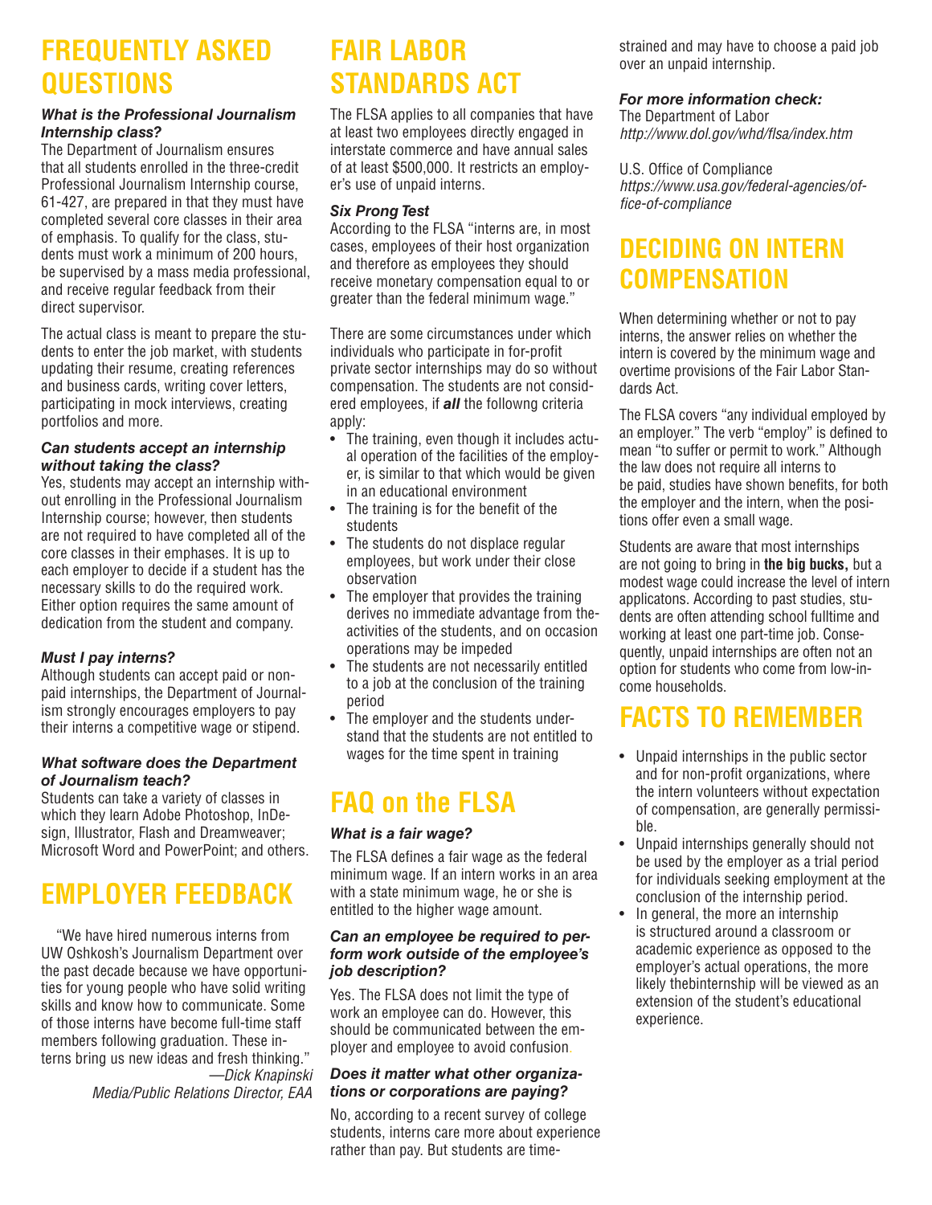# FREQUENTLY ASKED QUESTIONS

***What is the Professional Journalism Internship class?***

The Department of Journalism ensures that all students enrolled in the three-credit Professional Journalism Internship course, 61-427, are prepared in that they must have completed several core classes in their area of emphasis. To qualify for the class, students must work a minimum of 200 hours, be supervised by a mass media professional, and receive regular feedback from their direct supervisor.

The actual class is meant to prepare the students to enter the job market, with students updating their resume, creating references and business cards, writing cover letters, participating in mock interviews, creating portfolios and more.

***Can students accept an internship without taking the class?***

Yes, students may accept an internship without enrolling in the Professional Journalism Internship course; however, then students are not required to have completed all of the core classes in their emphases. It is up to each employer to decide if a student has the necessary skills to do the required work. Either option requires the same amount of dedication from the student and company.

***Must I pay interns?***

Although students can accept paid or non-paid internships, the Department of Journalism strongly encourages employers to pay their interns a competitive wage or stipend.

***What software does the Department of Journalism teach?***

Students can take a variety of classes in which they learn Adobe Photoshop, InDesign, Illustrator, Flash and Dreamweaver; Microsoft Word and PowerPoint; and others.

# EMPLOYER FEEDBACK

"We have hired numerous interns from UW Oshkosh's Journalism Department over the past decade because we have opportunities for young people who have solid writing skills and know how to communicate. Some of those interns have become full-time staff members following graduation. These interns bring us new ideas and fresh thinking."

*—Dick Knapinski*
*Media/Public Relations Director, EAA*

# FAIR LABOR STANDARDS ACT

The FLSA applies to all companies that have at least two employees directly engaged in interstate commerce and have annual sales of at least $500,000. It restricts an employer's use of unpaid interns.

***Six Prong Test***

According to the FLSA "interns are, in most cases, employees of their host organization and therefore as employees they should receive monetary compensation equal to or greater than the federal minimum wage."

There are some circumstances under which individuals who participate in for-profit private sector internships may do so without compensation. The students are not considered employees, if ***all*** the followng criteria apply:

- The training, even though it includes actual operation of the facilities of the employer, is similar to that which would be given in an educational environment
- The training is for the benefit of the students
- The students do not displace regular employees, but work under their close observation
- The employer that provides the training derives no immediate advantage from the activities of the students, and on occasion operations may be impeded
- The students are not necessarily entitled to a job at the conclusion of the training period
- The employer and the students understand that the students are not entitled to wages for the time spent in training

# FAQ on the FLSA

***What is a fair wage?***

The FLSA defines a fair wage as the federal minimum wage. If an intern works in an area with a state minimum wage, he or she is entitled to the higher wage amount.

***Can an employee be required to perform work outside of the employee's job description?***

Yes. The FLSA does not limit the type of work an employee can do. However, this should be communicated between the employer and employee to avoid confusion.

***Does it matter what other organizations or corporations are paying?***

No, according to a recent survey of college students, interns care more about experience rather than pay. But students are time-strained and may have to choose a paid job over an unpaid internship.

***For more information check:***

The Department of Labor
*http://www.dol.gov/whd/flsa/index.htm*

U.S. Office of Compliance
*https://www.usa.gov/federal-agencies/office-of-compliance*

# DECIDING ON INTERN COMPENSATION

When determining whether or not to pay interns, the answer relies on whether the intern is covered by the minimum wage and overtime provisions of the Fair Labor Standards Act.

The FLSA covers "any individual employed by an employer." The verb "employ" is defined to mean "to suffer or permit to work." Although the law does not require all interns to be paid, studies have shown benefits, for both the employer and the intern, when the positions offer even a small wage.

Students are aware that most internships are not going to bring in **the big bucks,** but a modest wage could increase the level of intern applicatons. According to past studies, students are often attending school fulltime and working at least one part-time job. Consequently, unpaid internships are often not an option for students who come from low-income households.

# FACTS TO REMEMBER

- Unpaid internships in the public sector and for non-profit organizations, where the intern volunteers without expectation of compensation, are generally permissible.
- Unpaid internships generally should not be used by the employer as a trial period for individuals seeking employment at the conclusion of the internship period.
- In general, the more an internship is structured around a classroom or academic experience as opposed to the employer's actual operations, the more likely thebinternship will be viewed as an extension of the student's educational experience.